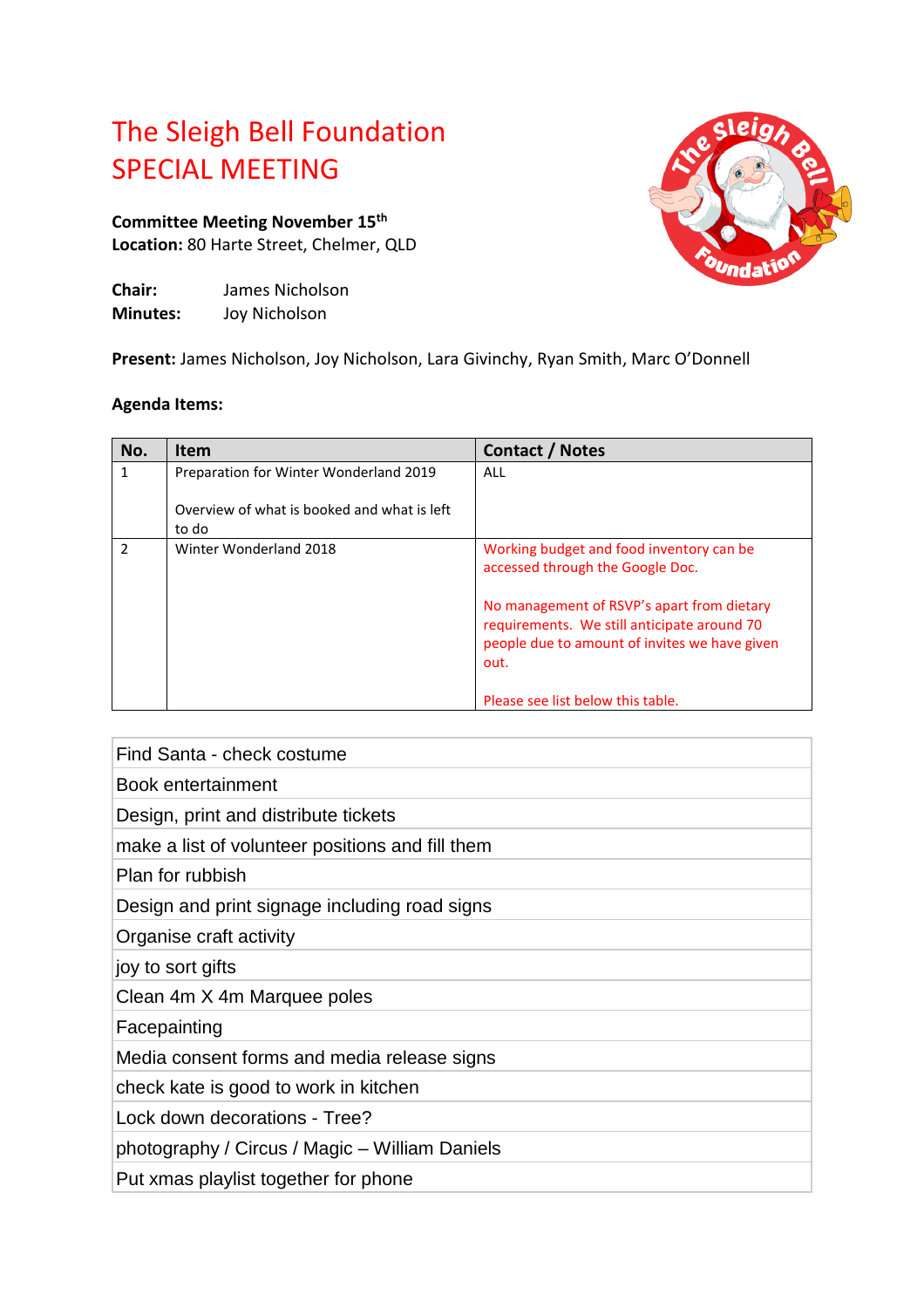# The Sleigh Bell Foundation
# SPECIAL MEETING

**Committee Meeting November 15th**
**Location:** 80 Harte Street, Chelmer, QLD

**Chair:** James Nicholson
**Minutes:** Joy Nicholson

**Present:** James Nicholson, Joy Nicholson, Lara Givinchy, Ryan Smith, Marc O'Donnell

**Agenda Items:**

| No. | Item | Contact / Notes |
|---|---|---|
| 1 | Preparation for Winter Wonderland 2019<br><br>Overview of what is booked and what is left to do | ALL |
| 2 | Winter Wonderland 2018 | Working budget and food inventory can be accessed through the Google Doc.<br><br>No management of RSVP's apart from dietary requirements. We still anticipate around 70 people due to amount of invites we have given out.<br><br>Please see list below this table. |

| |
|---|
| Find Santa - check costume |
| Book entertainment |
| Design, print and distribute tickets |
| make a list of volunteer positions and fill them |
| Plan for rubbish |
| Design and print signage including road signs |
| Organise craft activity |
| joy to sort gifts |
| Clean 4m X 4m Marquee poles |
| Facepainting |
| Media consent forms and media release signs |
| check kate is good to work in kitchen |
| Lock down decorations - Tree? |
| photography / Circus / Magic – William Daniels |
| Put xmas playlist together for phone |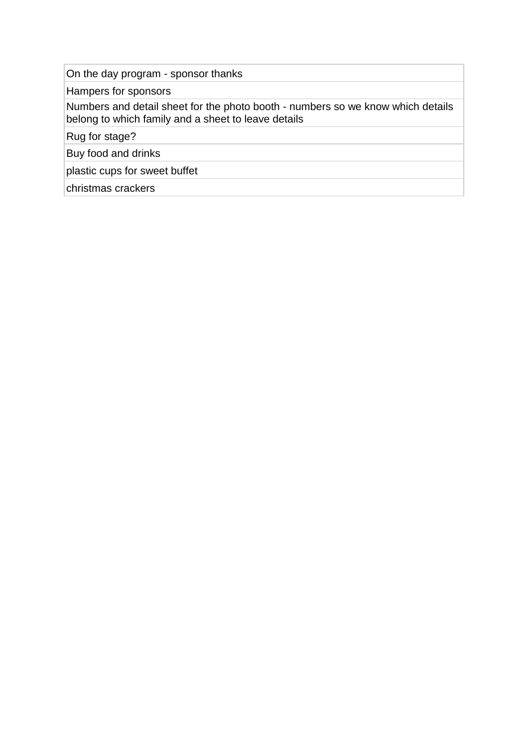| |
|---|
| On the day program - sponsor thanks |
| Hampers for sponsors |
| Numbers and detail sheet for the photo booth - numbers so we know which details belong to which family and a sheet to leave details |
| Rug for stage? |
| Buy food and drinks |
| plastic cups for sweet buffet |
| christmas crackers |